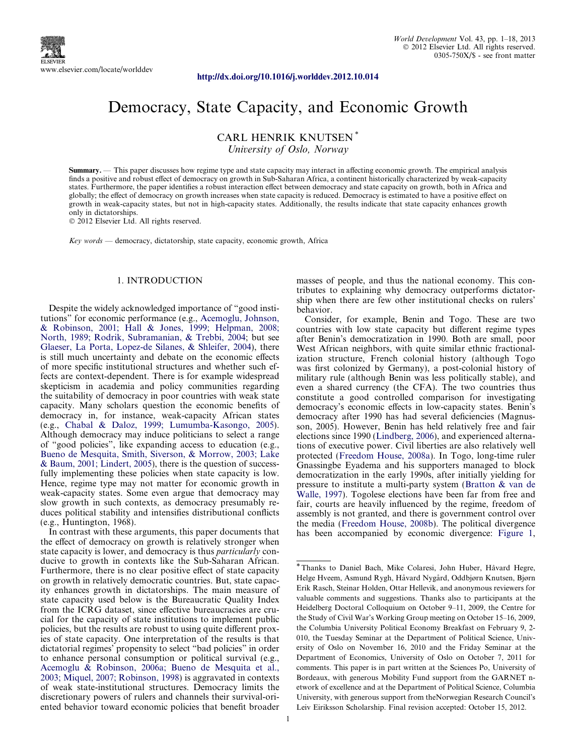http://dx.doi.org/10.1016/j.worlddev.2012.10.014

# Democracy, State Capacity, and Economic Growth

CARL HENRIK KNUTSEN [*]

*University of Oslo, Norway*

**Summary.** — This paper discusses how regime type and state capacity may interact in affecting economic growth. The empirical analysis finds a positive and robust effect of democracy on growth in Sub-Saharan Africa, a continent historically characterized by weak-capacity states. Furthermore, the paper identifies a robust interaction effect between democracy and state capacity on growth, both in Africa and globally; the effect of democracy on growth increases when state capacity is reduced. Democracy is estimated to have a positive effect on growth in weak-capacity states, but not in high-capacity states. Additionally, the results indicate that state capacity enhances growth only in dictatorships.

© 2012 Elsevier Ltd. All rights reserved.

*Key words* — democracy, dictatorship, state capacity, economic growth, Africa

## 1. INTRODUCTION

Despite the widely acknowledged importance of "good institutions" for economic performance (e.g., Acemoglu, Johnson, & Robinson, 2001; Hall & Jones, 1999; Helpman, 2008; North, 1989; Rodrik, Subramanian, & Trebbi, 2004; but see Glaeser, La Porta, Lopez-de Silanes, & Shleifer, 2004), there is still much uncertainty and debate on the economic effects of more specific institutional structures and whether such effects are context-dependent. There is for example widespread skepticism in academia and policy communities regarding the suitability of democracy in poor countries with weak state capacity. Many scholars question the economic benefits of democracy in, for instance, weak-capacity African states (e.g., Chabal & Daloz, 1999; Lumumba-Kasongo, 2005). Although democracy may induce politicians to select a range of "good policies", like expanding access to education (e.g., Bueno de Mesquita, Smith, Siverson, & Morrow, 2003; Lake & Baum, 2001; Lindert, 2005), there is the question of successfully implementing these policies when state capacity is low. Hence, regime type may not matter for economic growth in weak-capacity states. Some even argue that democracy may slow growth in such contexts, as democracy presumably reduces political stability and intensifies distributional conflicts (e.g., Huntington, 1968).

In contrast with these arguments, this paper documents that the effect of democracy on growth is relatively stronger when state capacity is lower, and democracy is thus *particularly* conducive to growth in contexts like the Sub-Saharan African. Furthermore, there is no clear positive effect of state capacity on growth in relatively democratic countries. But, state capacity enhances growth in dictatorships. The main measure of state capacity used below is the Bureaucratic Quality Index from the ICRG dataset, since effective bureaucracies are crucial for the capacity of state institutions to implement public policies, but the results are robust to using quite different proxies of state capacity. One interpretation of the results is that dictatorial regimes' propensity to select "bad policies" in order to enhance personal consumption or political survival (e.g., Acemoglu & Robinson, 2006a; Bueno de Mesquita et al., 2003; Miquel, 2007; Robinson, 1998) is aggravated in contexts of weak state-institutional structures. Democracy limits the discretionary powers of rulers and channels their survival-oriented behavior toward economic policies that benefit broader masses of people, and thus the national economy. This contributes to explaining why democracy outperforms dictatorship when there are few other institutional checks on rulers' behavior.

Consider, for example, Benin and Togo. These are two countries with low state capacity but different regime types after Benin's democratization in 1990. Both are small, poor West African neighbors, with quite similar ethnic fractionalization structure, French colonial history (although Togo was first colonized by Germany), a post-colonial history of military rule (although Benin was less politically stable), and even a shared currency (the CFA). The two countries thus constitute a good controlled comparison for investigating democracy's economic effects in low-capacity states. Benin's democracy after 1990 has had several deficiencies (Magnusson, 2005). However, Benin has held relatively free and fair elections since 1990 (Lindberg, 2006), and experienced alternations of executive power. Civil liberties are also relatively well protected (Freedom House, 2008a). In Togo, long-time ruler Gnassingbe Eyadema and his supporters managed to block democratization in the early 1990s, after initially yielding for pressure to institute a multi-party system (Bratton & van de Walle, 1997). Togolese elections have been far from free and fair, courts are heavily influenced by the regime, freedom of assembly is not granted, and there is government control over the media (Freedom House, 2008b). The political divergence has been accompanied by economic divergence: Figure 1,

---

[*] Thanks to Daniel Bach, Mike Colaresi, John Huber, Håvard Hegre, Helge Hveem, Asmund Rygh, Håvard Nygård, Oddbjørn Knutsen, Bjørn Erik Rasch, Steinar Holden, Ottar Hellevik, and anonymous reviewers for valuable comments and suggestions. Thanks also to participants at the Heidelberg Doctoral Colloquium on October 9–11, 2009, the Centre for the Study of Civil War's Working Group meeting on October 15–16, 2009, the Columbia University Political Economy Breakfast on February 9, 2-010, the Tuesday Seminar at the Department of Political Science, University of Oslo on November 16, 2010 and the Friday Seminar at the Department of Economics, University of Oslo on October 7, 2011 for comments. This paper is in part written at the Sciences Po, University of Bordeaux, with generous Mobility Fund support from the GARNET n-etwork of excellence and at the Department of Political Science, Columbia University, with generous support from theNorwegian Research Council's Leiv Eiriksson Scholarship. Final revision accepted: October 15, 2012.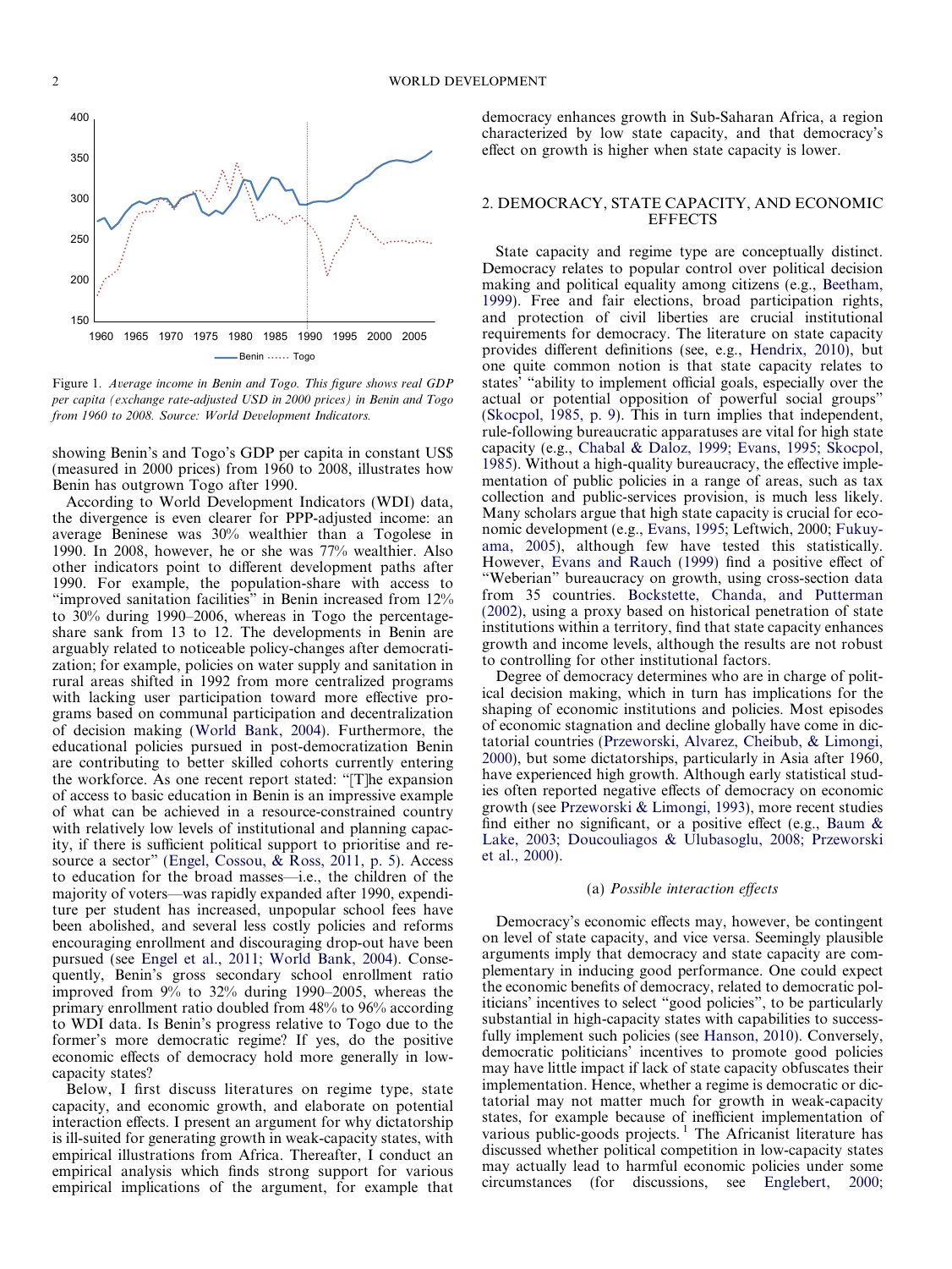Figure 1. *Average income in Benin and Togo. This figure shows real GDP per capita (exchange rate-adjusted USD in 2000 prices) in Benin and Togo from 1960 to 2008. Source: World Development Indicators.*

showing Benin's and Togo's GDP per capita in constant US$ (measured in 2000 prices) from 1960 to 2008, illustrates how Benin has outgrown Togo after 1990.

According to World Development Indicators (WDI) data, the divergence is even clearer for PPP-adjusted income: an average Beninese was 30% wealthier than a Togolese in 1990. In 2008, however, he or she was 77% wealthier. Also other indicators point to different development paths after 1990. For example, the population-share with access to "improved sanitation facilities" in Benin increased from 12% to 30% during 1990–2006, whereas in Togo the percentage-share sank from 13 to 12. The developments in Benin are arguably related to noticeable policy-changes after democratization; for example, policies on water supply and sanitation in rural areas shifted in 1992 from more centralized programs with lacking user participation toward more effective programs based on communal participation and decentralization of decision making (World Bank, 2004). Furthermore, the educational policies pursued in post-democratization Benin are contributing to better skilled cohorts currently entering the workforce. As one recent report stated: "[T]he expansion of access to basic education in Benin is an impressive example of what can be achieved in a resource-constrained country with relatively low levels of institutional and planning capacity, if there is sufficient political support to prioritise and resource a sector" (Engel, Cossou, & Ross, 2011, p. 5). Access to education for the broad masses—i.e., the children of the majority of voters—was rapidly expanded after 1990, expenditure per student has increased, unpopular school fees have been abolished, and several less costly policies and reforms encouraging enrollment and discouraging drop-out have been pursued (see Engel et al., 2011; World Bank, 2004). Consequently, Benin's gross secondary school enrollment ratio improved from 9% to 32% during 1990–2005, whereas the primary enrollment ratio doubled from 48% to 96% according to WDI data. Is Benin's progress relative to Togo due to the former's more democratic regime? If yes, do the positive economic effects of democracy hold more generally in low-capacity states?

Below, I first discuss literatures on regime type, state capacity, and economic growth, and elaborate on potential interaction effects. I present an argument for why dictatorship is ill-suited for generating growth in weak-capacity states, with empirical illustrations from Africa. Thereafter, I conduct an empirical analysis which finds strong support for various empirical implications of the argument, for example that democracy enhances growth in Sub-Saharan Africa, a region characterized by low state capacity, and that democracy's effect on growth is higher when state capacity is lower.

## 2. DEMOCRACY, STATE CAPACITY, AND ECONOMIC EFFECTS

State capacity and regime type are conceptually distinct. Democracy relates to popular control over political decision making and political equality among citizens (e.g., Beetham, 1999). Free and fair elections, broad participation rights, and protection of civil liberties are crucial institutional requirements for democracy. The literature on state capacity provides different definitions (see, e.g., Hendrix, 2010), but one quite common notion is that state capacity relates to states' "ability to implement official goals, especially over the actual or potential opposition of powerful social groups" (Skocpol, 1985, p. 9). This in turn implies that independent, rule-following bureaucratic apparatuses are vital for high state capacity (e.g., Chabal & Daloz, 1999; Evans, 1995; Skocpol, 1985). Without a high-quality bureaucracy, the effective implementation of public policies in a range of areas, such as tax collection and public-services provision, is much less likely. Many scholars argue that high state capacity is crucial for economic development (e.g., Evans, 1995; Leftwich, 2000; Fukuyama, 2005), although few have tested this statistically. However, Evans and Rauch (1999) find a positive effect of "Weberian" bureaucracy on growth, using cross-section data from 35 countries. Bockstette, Chanda, and Putterman (2002), using a proxy based on historical penetration of state institutions within a territory, find that state capacity enhances growth and income levels, although the results are not robust to controlling for other institutional factors.

Degree of democracy determines who are in charge of political decision making, which in turn has implications for the shaping of economic institutions and policies. Most episodes of economic stagnation and decline globally have come in dictatorial countries (Przeworski, Alvarez, Cheibub, & Limongi, 2000), but some dictatorships, particularly in Asia after 1960, have experienced high growth. Although early statistical studies often reported negative effects of democracy on economic growth (see Przeworski & Limongi, 1993), more recent studies find either no significant, or a positive effect (e.g., Baum & Lake, 2003; Doucouliagos & Ulubasoglu, 2008; Przeworski et al., 2000).

### (a) *Possible interaction effects*

Democracy's economic effects may, however, be contingent on level of state capacity, and vice versa. Seemingly plausible arguments imply that democracy and state capacity are complementary in inducing good performance. One could expect the economic benefits of democracy, related to democratic politicians' incentives to select "good policies", to be particularly substantial in high-capacity states with capabilities to successfully implement such policies (see Hanson, 2010). Conversely, democratic politicians' incentives to promote good policies may have little impact if lack of state capacity obfuscates their implementation. Hence, whether a regime is democratic or dictatorial may not matter much for growth in weak-capacity states, for example because of inefficient implementation of various public-goods projects.[1] The Africanist literature has discussed whether political competition in low-capacity states may actually lead to harmful economic policies under some circumstances (for discussions, see Englebert, 2000;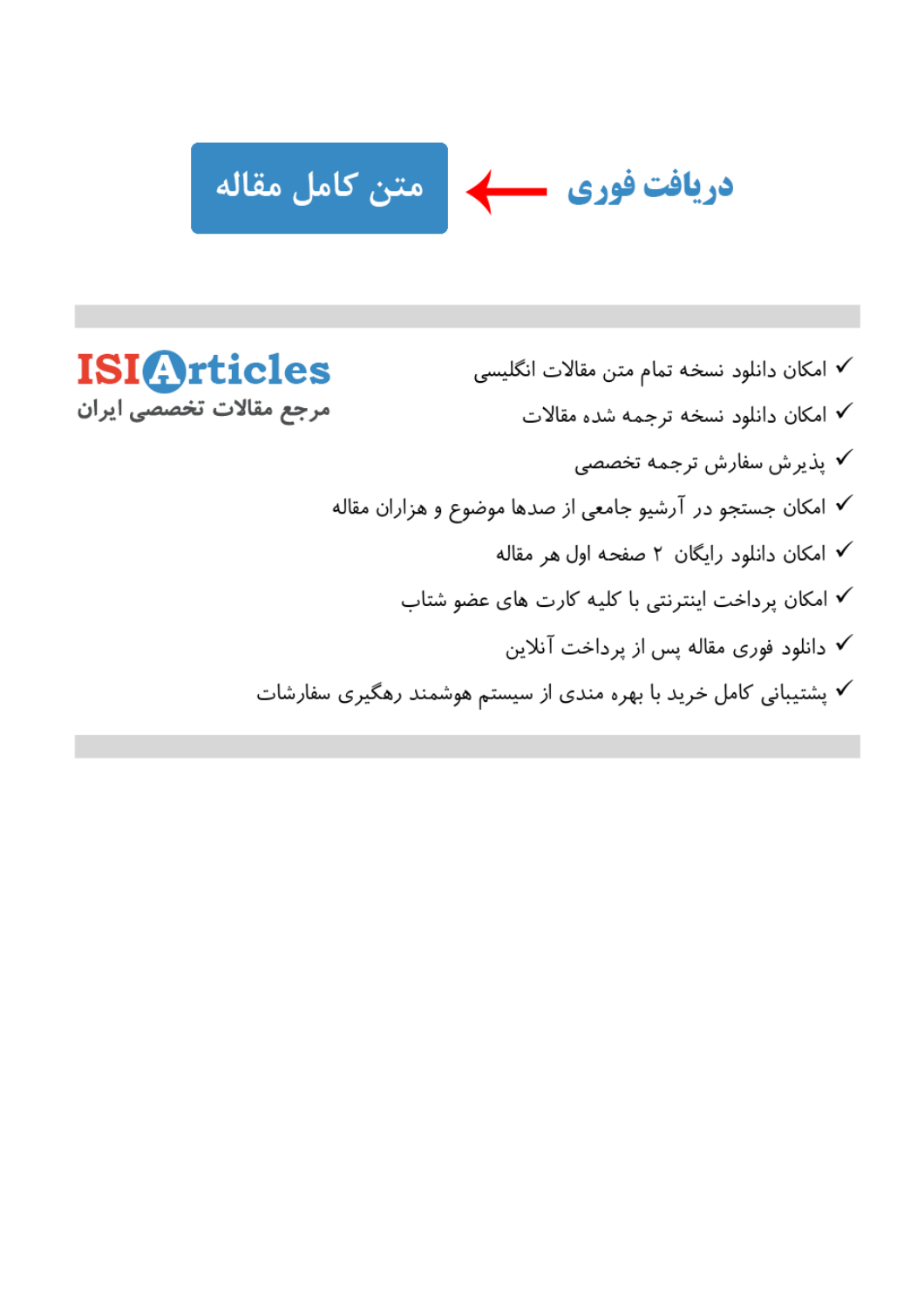دریافت فوری ← متن کامل مقاله

ISIArticles
مرجع مقالات تخصصی ایران

- ✓ امکان دانلود نسخه تمام متن مقالات انگلیسی
- ✓ امکان دانلود نسخه ترجمه شده مقالات
- ✓ پذیرش سفارش ترجمه تخصصی
- ✓ امکان جستجو در آرشیو جامعی از صدها موضوع و هزاران مقاله
- ✓ امکان دانلود رایگان ۲ صفحه اول هر مقاله
- ✓ امکان پرداخت اینترنتی با کلیه کارت های عضو شتاب
- ✓ دانلود فوری مقاله پس از پرداخت آنلاین
- ✓ پشتیبانی کامل خرید با بهره مندی از سیستم هوشمند رهگیری سفارشات